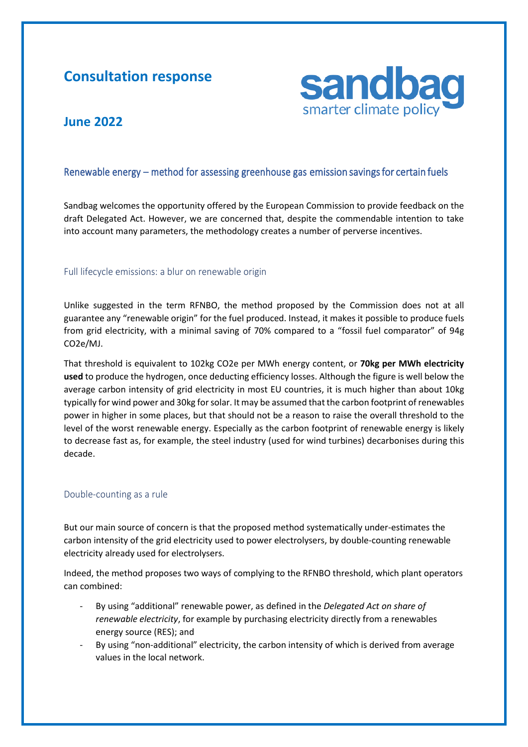# Consultation response

## June 2022

### Renewable energy – method for assessing greenhouse gas emission savings for certain fuels

Sandbag welcomes the opportunity offered by the European Commission to provide feedback on the draft Delegated Act. However, we are concerned that, despite the commendable intention to take into account many parameters, the methodology creates a number of perverse incentives.

#### Full lifecycle emissions: a blur on renewable origin

Unlike suggested in the term RFNBO, the method proposed by the Commission does not at all guarantee any "renewable origin" for the fuel produced. Instead, it makes it possible to produce fuels from grid electricity, with a minimal saving of 70% compared to a "fossil fuel comparator" of 94g CO2e/MJ.

That threshold is equivalent to 102kg CO2e per MWh energy content, or **70kg per MWh electricity used** to produce the hydrogen, once deducting efficiency losses. Although the figure is well below the average carbon intensity of grid electricity in most EU countries, it is much higher than about 10kg typically for wind power and 30kg for solar. It may be assumed that the carbon footprint of renewables power in higher in some places, but that should not be a reason to raise the overall threshold to the level of the worst renewable energy. Especially as the carbon footprint of renewable energy is likely to decrease fast as, for example, the steel industry (used for wind turbines) decarbonises during this decade.

#### Double-counting as a rule

But our main source of concern is that the proposed method systematically under-estimates the carbon intensity of the grid electricity used to power electrolysers, by double-counting renewable electricity already used for electrolysers.

Indeed, the method proposes two ways of complying to the RFNBO threshold, which plant operators can combined:

- By using "additional" renewable power, as defined in the *Delegated Act on share of renewable electricity*, for example by purchasing electricity directly from a renewables energy source (RES); and
- By using "non-additional" electricity, the carbon intensity of which is derived from average values in the local network.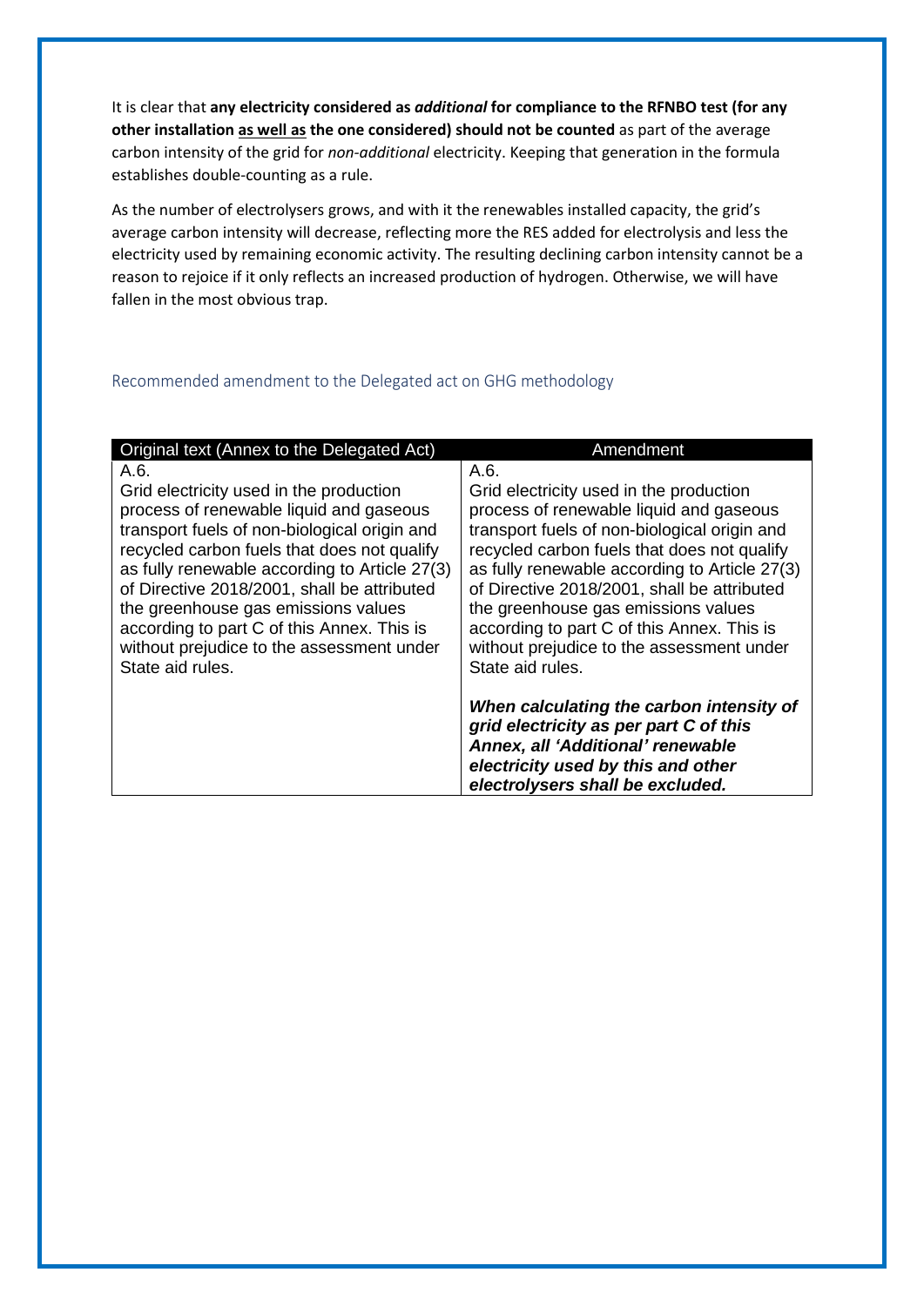It is clear that **any electricity considered as *additional* for compliance to the RFNBO test (for any other installation <u>as well as</u> the one considered) should not be counted** as part of the average carbon intensity of the grid for *non-additional* electricity. Keeping that generation in the formula establishes double-counting as a rule.

As the number of electrolysers grows, and with it the renewables installed capacity, the grid's average carbon intensity will decrease, reflecting more the RES added for electrolysis and less the electricity used by remaining economic activity. The resulting declining carbon intensity cannot be a reason to rejoice if it only reflects an increased production of hydrogen. Otherwise, we will have fallen in the most obvious trap.

## Recommended amendment to the Delegated act on GHG methodology

| Original text (Annex to the Delegated Act) | Amendment |
|---|---|
| A.6.<br>Grid electricity used in the production process of renewable liquid and gaseous transport fuels of non-biological origin and recycled carbon fuels that does not qualify as fully renewable according to Article 27(3) of Directive 2018/2001, shall be attributed the greenhouse gas emissions values according to part C of this Annex. This is without prejudice to the assessment under State aid rules. | A.6.<br>Grid electricity used in the production process of renewable liquid and gaseous transport fuels of non-biological origin and recycled carbon fuels that does not qualify as fully renewable according to Article 27(3) of Directive 2018/2001, shall be attributed the greenhouse gas emissions values according to part C of this Annex. This is without prejudice to the assessment under State aid rules.<br><br>***When calculating the carbon intensity of grid electricity as per part C of this Annex, all 'Additional' renewable electricity used by this and other electrolysers shall be excluded.*** |